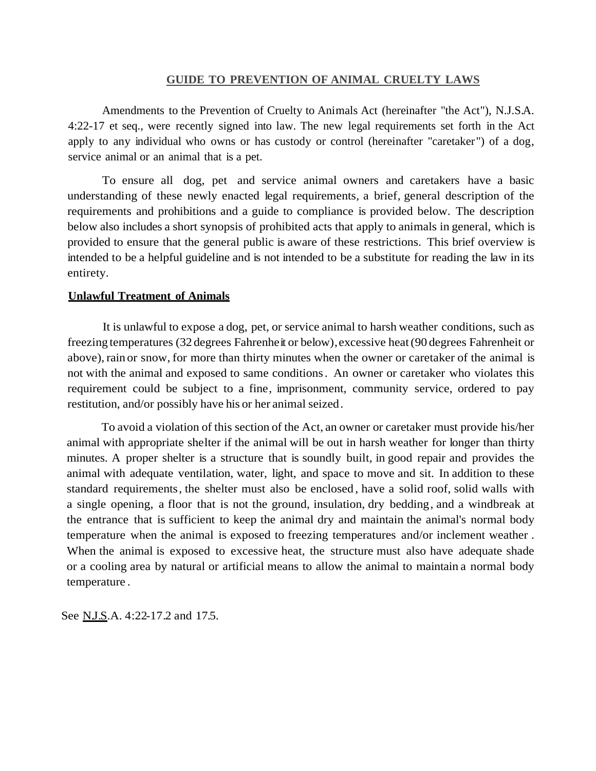# GUIDE TO PREVENTION OF ANIMAL CRUELTY LAWS

Amendments to the Prevention of Cruelty to Animals Act (hereinafter "the Act"), N.J.S.A. 4:22-17 et seq., were recently signed into law. The new legal requirements set forth in the Act apply to any individual who owns or has custody or control (hereinafter "caretaker") of a dog, service animal or an animal that is a pet.

To ensure all dog, pet and service animal owners and caretakers have a basic understanding of these newly enacted legal requirements, a brief, general description of the requirements and prohibitions and a guide to compliance is provided below. The description below also includes a short synopsis of prohibited acts that apply to animals in general, which is provided to ensure that the general public is aware of these restrictions. This brief overview is intended to be a helpful guideline and is not intended to be a substitute for reading the law in its entirety.

## Unlawful Treatment of Animals

It is unlawful to expose a dog, pet, or service animal to harsh weather conditions, such as freezing temperatures (32 degrees Fahrenheit or below), excessive heat (90 degrees Fahrenheit or above), rain or snow, for more than thirty minutes when the owner or caretaker of the animal is not with the animal and exposed to same conditions. An owner or caretaker who violates this requirement could be subject to a fine, imprisonment, community service, ordered to pay restitution, and/or possibly have his or her animal seized.

To avoid a violation of this section of the Act, an owner or caretaker must provide his/her animal with appropriate shelter if the animal will be out in harsh weather for longer than thirty minutes. A proper shelter is a structure that is soundly built, in good repair and provides the animal with adequate ventilation, water, light, and space to move and sit. In addition to these standard requirements, the shelter must also be enclosed, have a solid roof, solid walls with a single opening, a floor that is not the ground, insulation, dry bedding, and a windbreak at the entrance that is sufficient to keep the animal dry and maintain the animal's normal body temperature when the animal is exposed to freezing temperatures and/or inclement weather. When the animal is exposed to excessive heat, the structure must also have adequate shade or a cooling area by natural or artificial means to allow the animal to maintain a normal body temperature.

See N.J.S.A. 4:22-17.2 and 17.5.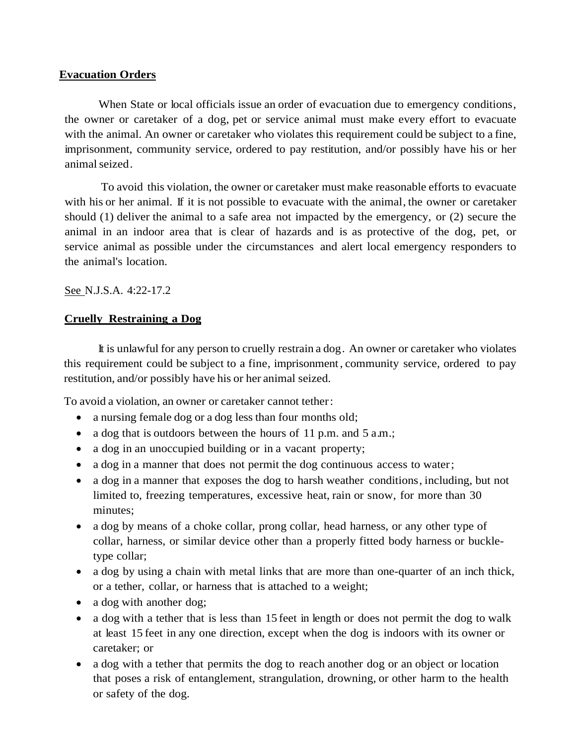**Evacuation Orders**

When State or local officials issue an order of evacuation due to emergency conditions, the owner or caretaker of a dog, pet or service animal must make every effort to evacuate with the animal. An owner or caretaker who violates this requirement could be subject to a fine, imprisonment, community service, ordered to pay restitution, and/or possibly have his or her animal seized.

To avoid this violation, the owner or caretaker must make reasonable efforts to evacuate with his or her animal. If it is not possible to evacuate with the animal, the owner or caretaker should (1) deliver the animal to a safe area not impacted by the emergency, or (2) secure the animal in an indoor area that is clear of hazards and is as protective of the dog, pet, or service animal as possible under the circumstances and alert local emergency responders to the animal's location.

See N.J.S.A. 4:22-17.2

**Cruelly Restraining a Dog**

It is unlawful for any person to cruelly restrain a dog. An owner or caretaker who violates this requirement could be subject to a fine, imprisonment, community service, ordered to pay restitution, and/or possibly have his or her animal seized.

To avoid a violation, an owner or caretaker cannot tether:

- a nursing female dog or a dog less than four months old;
- a dog that is outdoors between the hours of 11 p.m. and 5 a.m.;
- a dog in an unoccupied building or in a vacant property;
- a dog in a manner that does not permit the dog continuous access to water;
- a dog in a manner that exposes the dog to harsh weather conditions, including, but not limited to, freezing temperatures, excessive heat, rain or snow, for more than 30 minutes;
- a dog by means of a choke collar, prong collar, head harness, or any other type of collar, harness, or similar device other than a properly fitted body harness or buckle-type collar;
- a dog by using a chain with metal links that are more than one-quarter of an inch thick, or a tether, collar, or harness that is attached to a weight;
- a dog with another dog;
- a dog with a tether that is less than 15 feet in length or does not permit the dog to walk at least 15 feet in any one direction, except when the dog is indoors with its owner or caretaker; or
- a dog with a tether that permits the dog to reach another dog or an object or location that poses a risk of entanglement, strangulation, drowning, or other harm to the health or safety of the dog.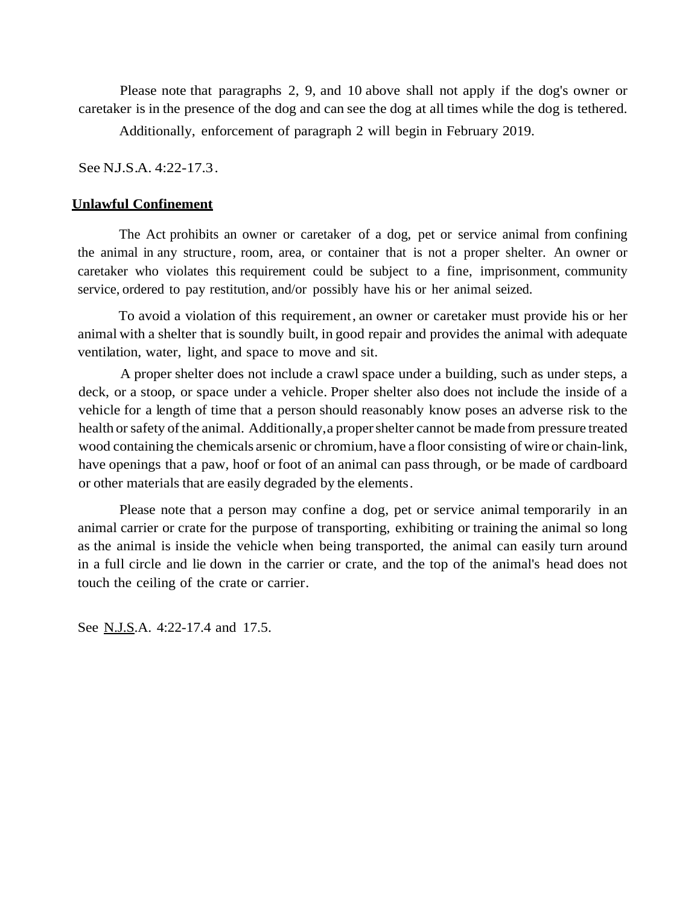Please note that paragraphs 2, 9, and 10 above shall not apply if the dog's owner or caretaker is in the presence of the dog and can see the dog at all times while the dog is tethered.

Additionally, enforcement of paragraph 2 will begin in February 2019.

See N.J.S.A. 4:22-17.3.

## Unlawful Confinement

The Act prohibits an owner or caretaker of a dog, pet or service animal from confining the animal in any structure, room, area, or container that is not a proper shelter. An owner or caretaker who violates this requirement could be subject to a fine, imprisonment, community service, ordered to pay restitution, and/or possibly have his or her animal seized.

To avoid a violation of this requirement, an owner or caretaker must provide his or her animal with a shelter that is soundly built, in good repair and provides the animal with adequate ventilation, water, light, and space to move and sit.

A proper shelter does not include a crawl space under a building, such as under steps, a deck, or a stoop, or space under a vehicle. Proper shelter also does not include the inside of a vehicle for a length of time that a person should reasonably know poses an adverse risk to the health or safety of the animal. Additionally, a proper shelter cannot be made from pressure treated wood containing the chemicals arsenic or chromium, have a floor consisting of wire or chain-link, have openings that a paw, hoof or foot of an animal can pass through, or be made of cardboard or other materials that are easily degraded by the elements.

Please note that a person may confine a dog, pet or service animal temporarily in an animal carrier or crate for the purpose of transporting, exhibiting or training the animal so long as the animal is inside the vehicle when being transported, the animal can easily turn around in a full circle and lie down in the carrier or crate, and the top of the animal's head does not touch the ceiling of the crate or carrier.

See N.J.S.A. 4:22-17.4 and 17.5.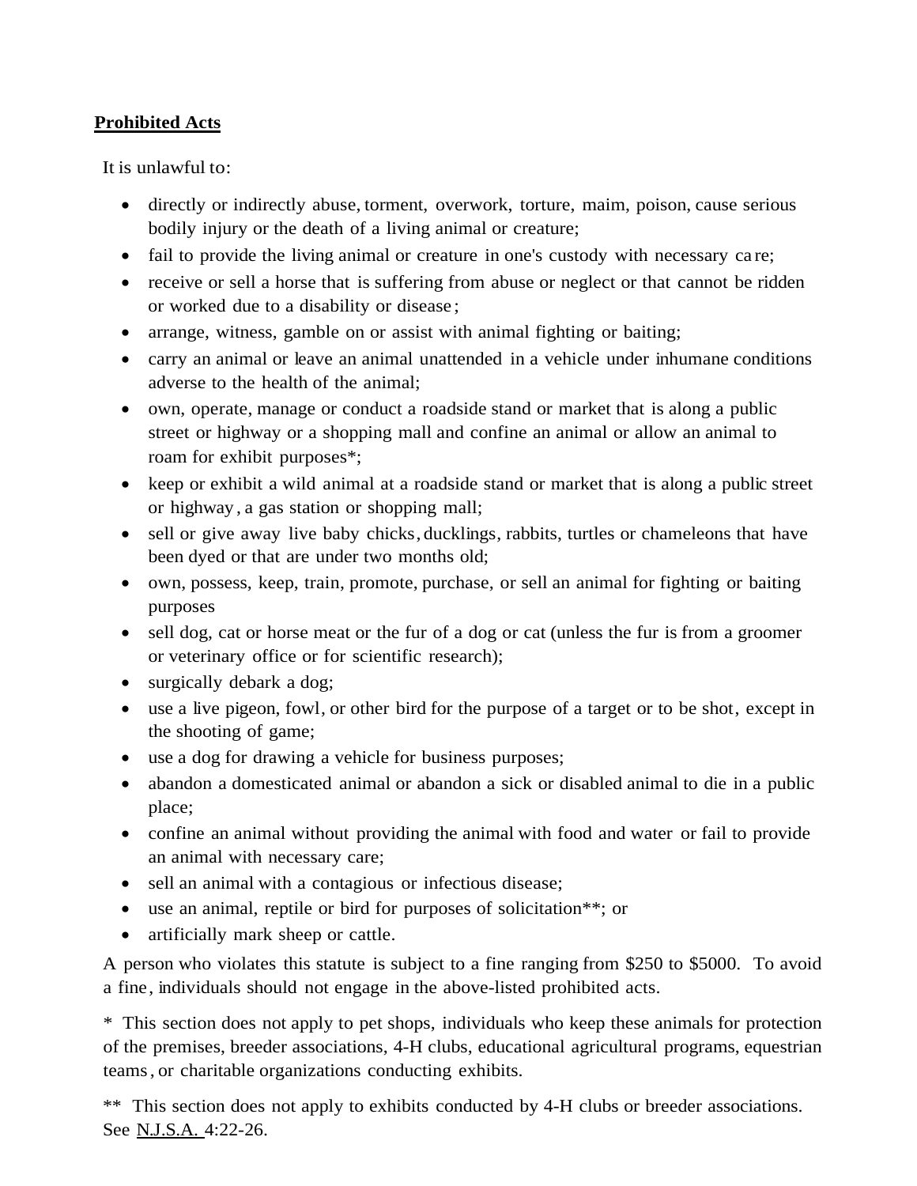**Prohibited Acts**

It is unlawful to:

- directly or indirectly abuse, torment, overwork, torture, maim, poison, cause serious bodily injury or the death of a living animal or creature;
- fail to provide the living animal or creature in one's custody with necessary care;
- receive or sell a horse that is suffering from abuse or neglect or that cannot be ridden or worked due to a disability or disease;
- arrange, witness, gamble on or assist with animal fighting or baiting;
- carry an animal or leave an animal unattended in a vehicle under inhumane conditions adverse to the health of the animal;
- own, operate, manage or conduct a roadside stand or market that is along a public street or highway or a shopping mall and confine an animal or allow an animal to roam for exhibit purposes*;
- keep or exhibit a wild animal at a roadside stand or market that is along a public street or highway, a gas station or shopping mall;
- sell or give away live baby chicks, ducklings, rabbits, turtles or chameleons that have been dyed or that are under two months old;
- own, possess, keep, train, promote, purchase, or sell an animal for fighting or baiting purposes
- sell dog, cat or horse meat or the fur of a dog or cat (unless the fur is from a groomer or veterinary office or for scientific research);
- surgically debark a dog;
- use a live pigeon, fowl, or other bird for the purpose of a target or to be shot, except in the shooting of game;
- use a dog for drawing a vehicle for business purposes;
- abandon a domesticated animal or abandon a sick or disabled animal to die in a public place;
- confine an animal without providing the animal with food and water or fail to provide an animal with necessary care;
- sell an animal with a contagious or infectious disease;
- use an animal, reptile or bird for purposes of solicitation**; or
- artificially mark sheep or cattle.

A person who violates this statute is subject to a fine ranging from $250 to $5000. To avoid a fine, individuals should not engage in the above-listed prohibited acts.

* This section does not apply to pet shops, individuals who keep these animals for protection of the premises, breeder associations, 4-H clubs, educational agricultural programs, equestrian teams, or charitable organizations conducting exhibits.

** This section does not apply to exhibits conducted by 4-H clubs or breeder associations. See N.J.S.A. 4:22-26.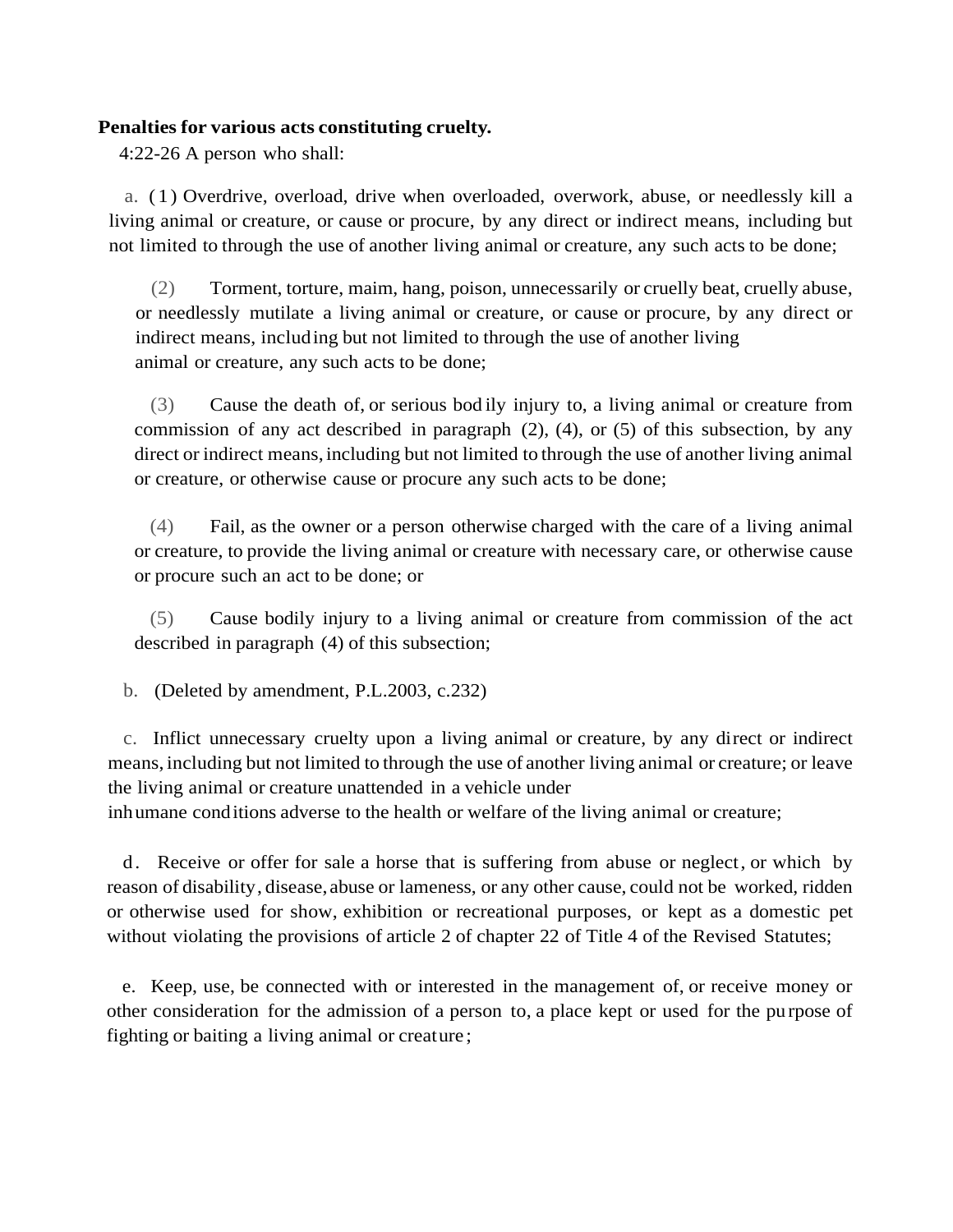**Penalties for various acts constituting cruelty.**

4:22-26 A person who shall:

a. (1) Overdrive, overload, drive when overloaded, overwork, abuse, or needlessly kill a living animal or creature, or cause or procure, by any direct or indirect means, including but not limited to through the use of another living animal or creature, any such acts to be done;

(2) Torment, torture, maim, hang, poison, unnecessarily or cruelly beat, cruelly abuse, or needlessly mutilate a living animal or creature, or cause or procure, by any direct or indirect means, including but not limited to through the use of another living animal or creature, any such acts to be done;

(3) Cause the death of, or serious bodily injury to, a living animal or creature from commission of any act described in paragraph (2), (4), or (5) of this subsection, by any direct or indirect means, including but not limited to through the use of another living animal or creature, or otherwise cause or procure any such acts to be done;

(4) Fail, as the owner or a person otherwise charged with the care of a living animal or creature, to provide the living animal or creature with necessary care, or otherwise cause or procure such an act to be done; or

(5) Cause bodily injury to a living animal or creature from commission of the act described in paragraph (4) of this subsection;

b. (Deleted by amendment, P.L.2003, c.232)

c. Inflict unnecessary cruelty upon a living animal or creature, by any direct or indirect means, including but not limited to through the use of another living animal or creature; or leave the living animal or creature unattended in a vehicle under inhumane conditions adverse to the health or welfare of the living animal or creature;

d. Receive or offer for sale a horse that is suffering from abuse or neglect, or which by reason of disability, disease, abuse or lameness, or any other cause, could not be worked, ridden or otherwise used for show, exhibition or recreational purposes, or kept as a domestic pet without violating the provisions of article 2 of chapter 22 of Title 4 of the Revised Statutes;

e. Keep, use, be connected with or interested in the management of, or receive money or other consideration for the admission of a person to, a place kept or used for the purpose of fighting or baiting a living animal or creature;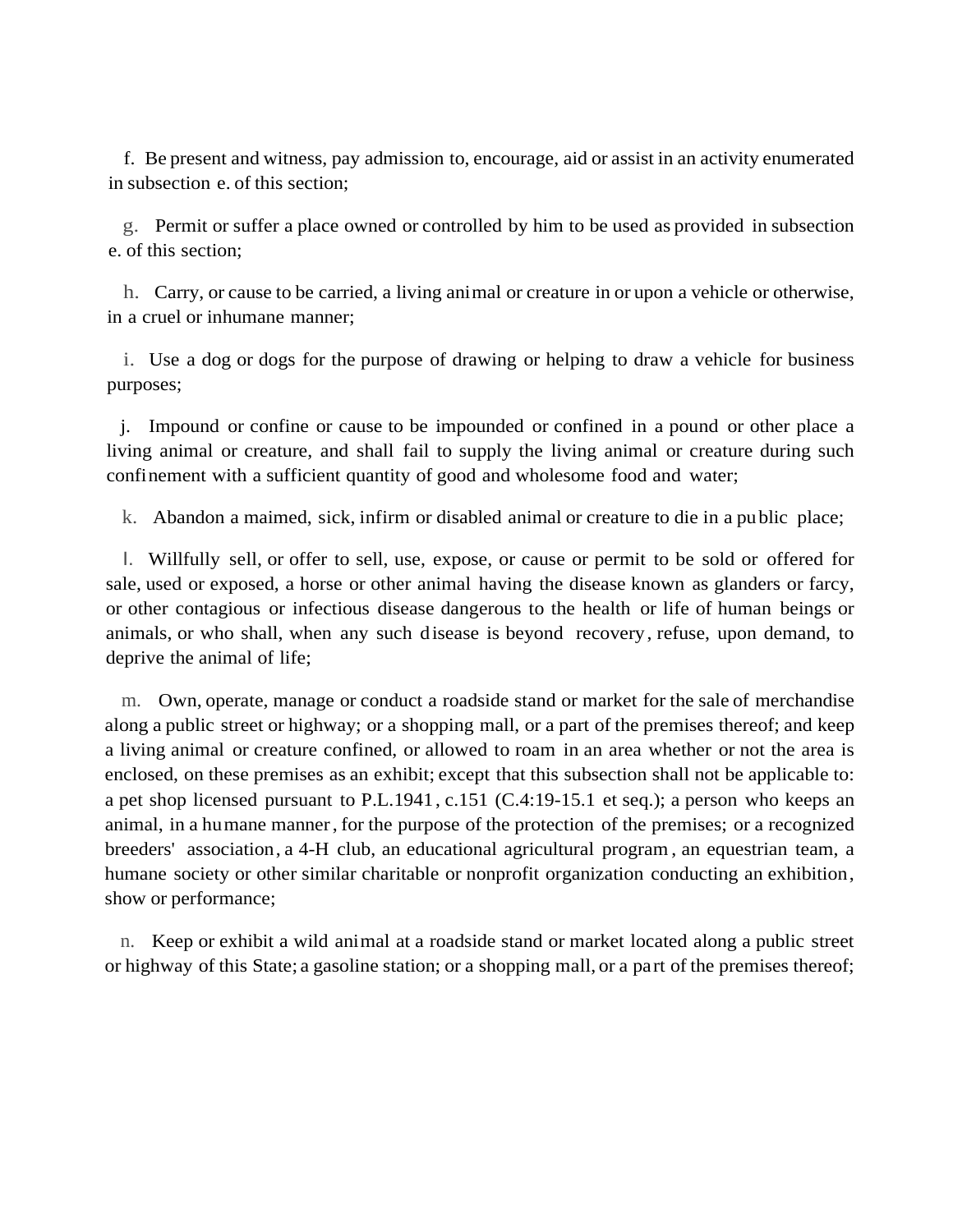f. Be present and witness, pay admission to, encourage, aid or assist in an activity enumerated in subsection e. of this section;

g. Permit or suffer a place owned or controlled by him to be used as provided in subsection e. of this section;

h. Carry, or cause to be carried, a living animal or creature in or upon a vehicle or otherwise, in a cruel or inhumane manner;

i. Use a dog or dogs for the purpose of drawing or helping to draw a vehicle for business purposes;

j. Impound or confine or cause to be impounded or confined in a pound or other place a living animal or creature, and shall fail to supply the living animal or creature during such confinement with a sufficient quantity of good and wholesome food and water;

k. Abandon a maimed, sick, infirm or disabled animal or creature to die in a public place;

l. Willfully sell, or offer to sell, use, expose, or cause or permit to be sold or offered for sale, used or exposed, a horse or other animal having the disease known as glanders or farcy, or other contagious or infectious disease dangerous to the health or life of human beings or animals, or who shall, when any such disease is beyond recovery, refuse, upon demand, to deprive the animal of life;

m. Own, operate, manage or conduct a roadside stand or market for the sale of merchandise along a public street or highway; or a shopping mall, or a part of the premises thereof; and keep a living animal or creature confined, or allowed to roam in an area whether or not the area is enclosed, on these premises as an exhibit; except that this subsection shall not be applicable to: a pet shop licensed pursuant to P.L.1941, c.151 (C.4:19-15.1 et seq.); a person who keeps an animal, in a humane manner, for the purpose of the protection of the premises; or a recognized breeders' association, a 4-H club, an educational agricultural program, an equestrian team, a humane society or other similar charitable or nonprofit organization conducting an exhibition, show or performance;

n. Keep or exhibit a wild animal at a roadside stand or market located along a public street or highway of this State; a gasoline station; or a shopping mall, or a part of the premises thereof;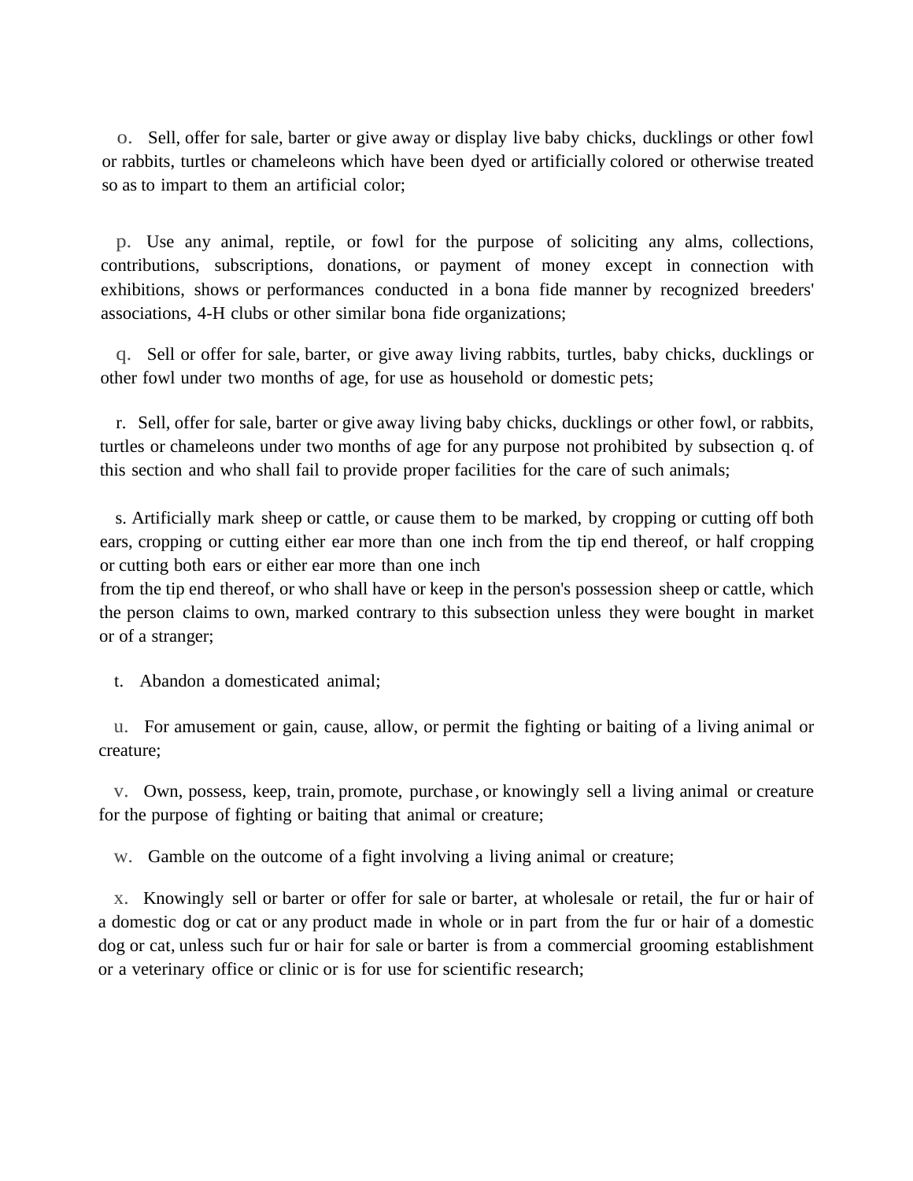o. Sell, offer for sale, barter or give away or display live baby chicks, ducklings or other fowl or rabbits, turtles or chameleons which have been dyed or artificially colored or otherwise treated so as to impart to them an artificial color;

p. Use any animal, reptile, or fowl for the purpose of soliciting any alms, collections, contributions, subscriptions, donations, or payment of money except in connection with exhibitions, shows or performances conducted in a bona fide manner by recognized breeders' associations, 4-H clubs or other similar bona fide organizations;

q. Sell or offer for sale, barter, or give away living rabbits, turtles, baby chicks, ducklings or other fowl under two months of age, for use as household or domestic pets;

r. Sell, offer for sale, barter or give away living baby chicks, ducklings or other fowl, or rabbits, turtles or chameleons under two months of age for any purpose not prohibited by subsection q. of this section and who shall fail to provide proper facilities for the care of such animals;

s. Artificially mark sheep or cattle, or cause them to be marked, by cropping or cutting off both ears, cropping or cutting either ear more than one inch from the tip end thereof, or half cropping or cutting both ears or either ear more than one inch from the tip end thereof, or who shall have or keep in the person's possession sheep or cattle, which the person claims to own, marked contrary to this subsection unless they were bought in market or of a stranger;

t. Abandon a domesticated animal;

u. For amusement or gain, cause, allow, or permit the fighting or baiting of a living animal or creature;

v. Own, possess, keep, train, promote, purchase, or knowingly sell a living animal or creature for the purpose of fighting or baiting that animal or creature;

w. Gamble on the outcome of a fight involving a living animal or creature;

x. Knowingly sell or barter or offer for sale or barter, at wholesale or retail, the fur or hair of a domestic dog or cat or any product made in whole or in part from the fur or hair of a domestic dog or cat, unless such fur or hair for sale or barter is from a commercial grooming establishment or a veterinary office or clinic or is for use for scientific research;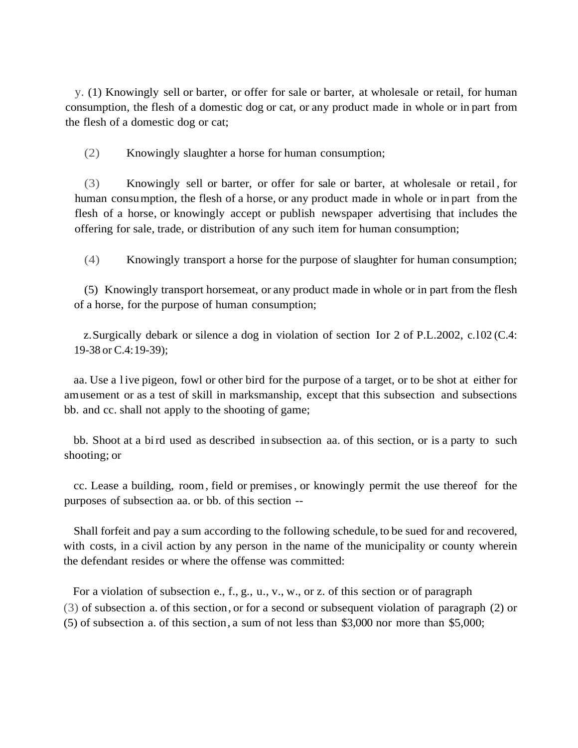y. (1) Knowingly sell or barter, or offer for sale or barter, at wholesale or retail, for human consumption, the flesh of a domestic dog or cat, or any product made in whole or in part from the flesh of a domestic dog or cat;

(2) Knowingly slaughter a horse for human consumption;

(3) Knowingly sell or barter, or offer for sale or barter, at wholesale or retail, for human consumption, the flesh of a horse, or any product made in whole or in part from the flesh of a horse, or knowingly accept or publish newspaper advertising that includes the offering for sale, trade, or distribution of any such item for human consumption;

(4) Knowingly transport a horse for the purpose of slaughter for human consumption;

(5) Knowingly transport horsemeat, or any product made in whole or in part from the flesh of a horse, for the purpose of human consumption;

z. Surgically debark or silence a dog in violation of section Ior 2 of P.L.2002, c.l02 (C.4: 19-38 or C.4:19-39);

aa. Use a live pigeon, fowl or other bird for the purpose of a target, or to be shot at either for amusement or as a test of skill in marksmanship, except that this subsection and subsections bb. and cc. shall not apply to the shooting of game;

bb. Shoot at a bird used as described in subsection aa. of this section, or is a party to such shooting; or

cc. Lease a building, room, field or premises, or knowingly permit the use thereof for the purposes of subsection aa. or bb. of this section --

Shall forfeit and pay a sum according to the following schedule, to be sued for and recovered, with costs, in a civil action by any person in the name of the municipality or county wherein the defendant resides or where the offense was committed:

For a violation of subsection e., f., g., u., v., w., or z. of this section or of paragraph (3) of subsection a. of this section, or for a second or subsequent violation of paragraph (2) or (5) of subsection a. of this section, a sum of not less than $3,000 nor more than $5,000;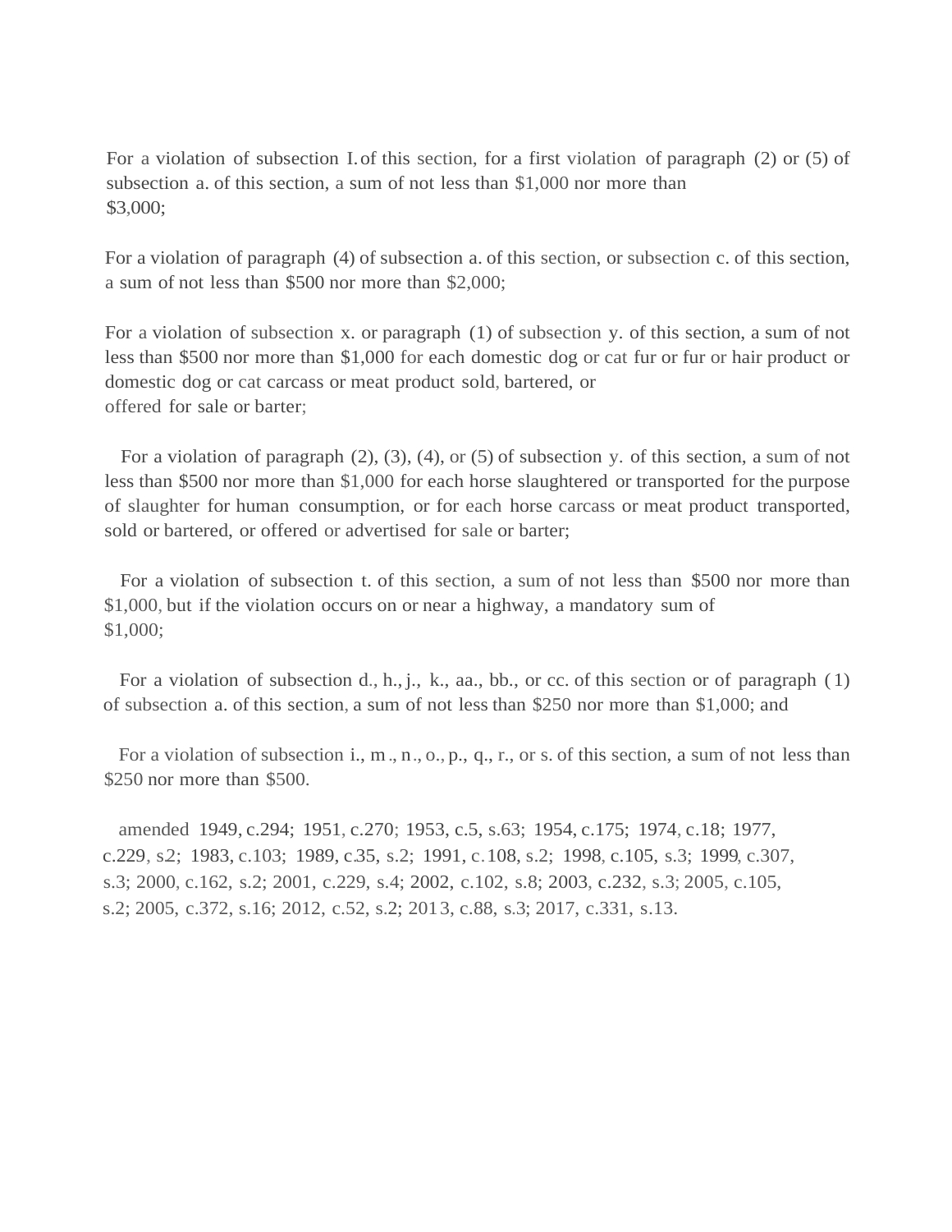For a violation of subsection I. of this section, for a first violation of paragraph (2) or (5) of subsection a. of this section, a sum of not less than $1,000 nor more than $3,000;

For a violation of paragraph (4) of subsection a. of this section, or subsection c. of this section, a sum of not less than $500 nor more than $2,000;

For a violation of subsection x. or paragraph (1) of subsection y. of this section, a sum of not less than $500 nor more than $1,000 for each domestic dog or cat fur or fur or hair product or domestic dog or cat carcass or meat product sold, bartered, or offered for sale or barter;

For a violation of paragraph (2), (3), (4), or (5) of subsection y. of this section, a sum of not less than $500 nor more than $1,000 for each horse slaughtered or transported for the purpose of slaughter for human consumption, or for each horse carcass or meat product transported, sold or bartered, or offered or advertised for sale or barter;

For a violation of subsection t. of this section, a sum of not less than $500 nor more than $1,000, but if the violation occurs on or near a highway, a mandatory sum of $1,000;

For a violation of subsection d., h., j., k., aa., bb., or cc. of this section or of paragraph (1) of subsection a. of this section, a sum of not less than $250 nor more than $1,000; and

For a violation of subsection i., m., n., o., p., q., r., or s. of this section, a sum of not less than $250 nor more than $500.

amended 1949, c.294; 1951, c.270; 1953, c.5, s.63; 1954, c.175; 1974, c.18; 1977, c.229, s.2; 1983, c.103; 1989, c.35, s.2; 1991, c.108, s.2; 1998, c.105, s.3; 1999, c.307, s.3; 2000, c.162, s.2; 2001, c.229, s.4; 2002, c.102, s.8; 2003, c.232, s.3; 2005, c.105, s.2; 2005, c.372, s.16; 2012, c.52, s.2; 2013, c.88, s.3; 2017, c.331, s.13.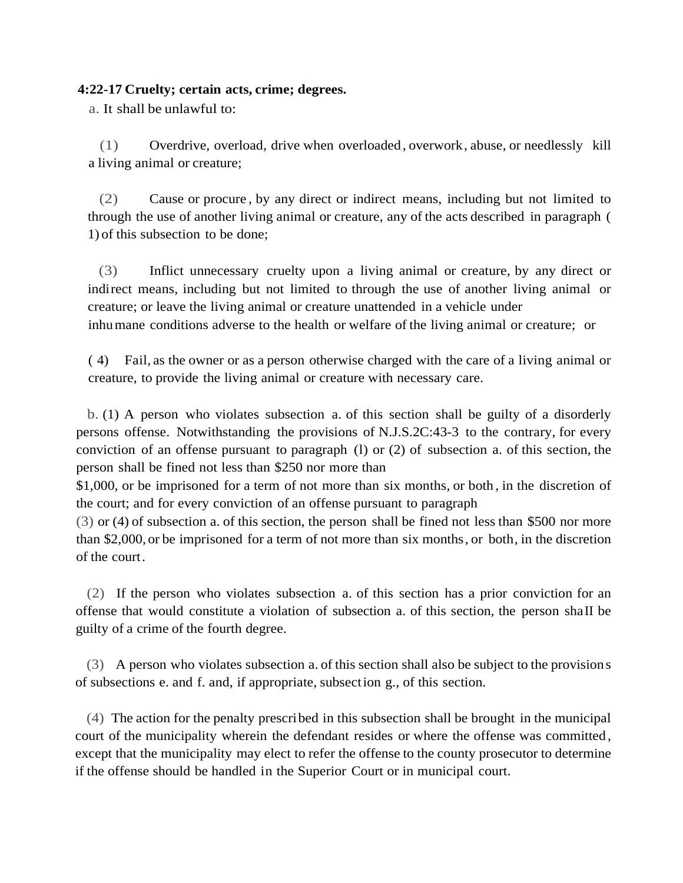**4:22-17 Cruelty; certain acts, crime; degrees.**

a. It shall be unlawful to:

(1) Overdrive, overload, drive when overloaded, overwork, abuse, or needlessly kill a living animal or creature;

(2) Cause or procure, by any direct or indirect means, including but not limited to through the use of another living animal or creature, any of the acts described in paragraph (1) of this subsection to be done;

(3) Inflict unnecessary cruelty upon a living animal or creature, by any direct or indirect means, including but not limited to through the use of another living animal or creature; or leave the living animal or creature unattended in a vehicle under inhumane conditions adverse to the health or welfare of the living animal or creature; or

(4) Fail, as the owner or as a person otherwise charged with the care of a living animal or creature, to provide the living animal or creature with necessary care.

b. (1) A person who violates subsection a. of this section shall be guilty of a disorderly persons offense. Notwithstanding the provisions of N.J.S.2C:43-3 to the contrary, for every conviction of an offense pursuant to paragraph (l) or (2) of subsection a. of this section, the person shall be fined not less than $250 nor more than $1,000, or be imprisoned for a term of not more than six months, or both, in the discretion of the court; and for every conviction of an offense pursuant to paragraph (3) or (4) of subsection a. of this section, the person shall be fined not less than $500 nor more than $2,000, or be imprisoned for a term of not more than six months, or both, in the discretion of the court.

(2) If the person who violates subsection a. of this section has a prior conviction for an offense that would constitute a violation of subsection a. of this section, the person shall be guilty of a crime of the fourth degree.

(3) A person who violates subsection a. of this section shall also be subject to the provisions of subsections e. and f. and, if appropriate, subsection g., of this section.

(4) The action for the penalty prescribed in this subsection shall be brought in the municipal court of the municipality wherein the defendant resides or where the offense was committed, except that the municipality may elect to refer the offense to the county prosecutor to determine if the offense should be handled in the Superior Court or in municipal court.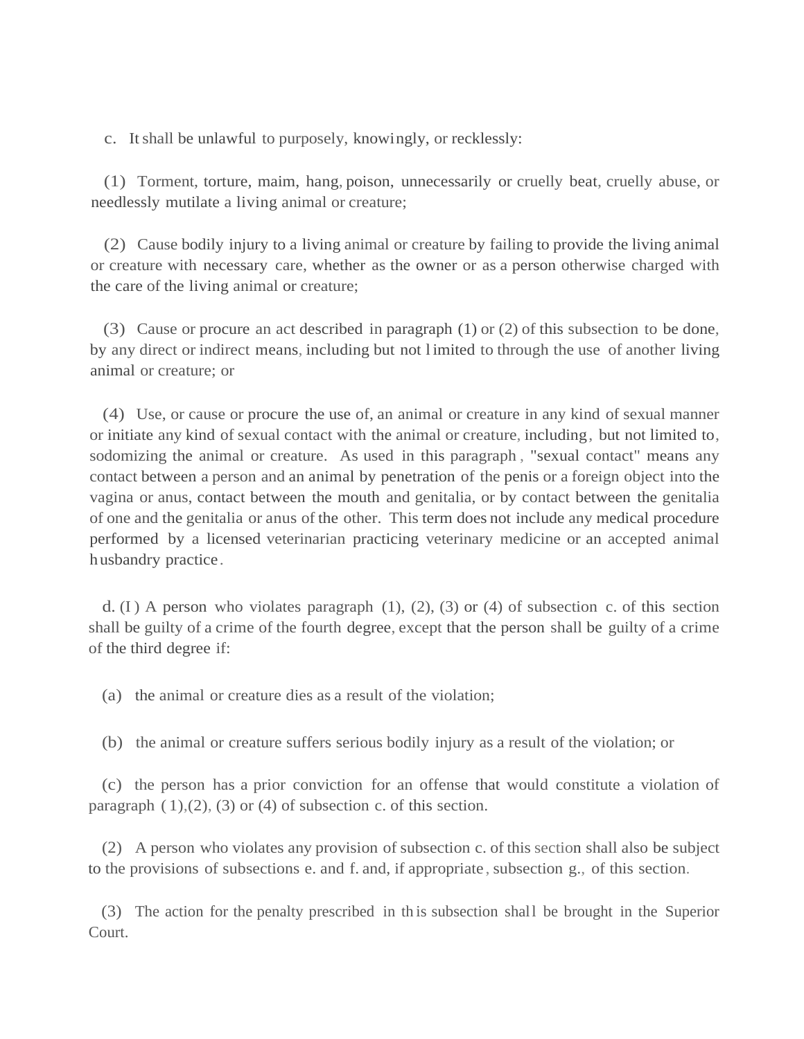c. It shall be unlawful to purposely, knowingly, or recklessly:

(1) Torment, torture, maim, hang, poison, unnecessarily or cruelly beat, cruelly abuse, or needlessly mutilate a living animal or creature;

(2) Cause bodily injury to a living animal or creature by failing to provide the living animal or creature with necessary care, whether as the owner or as a person otherwise charged with the care of the living animal or creature;

(3) Cause or procure an act described in paragraph (1) or (2) of this subsection to be done, by any direct or indirect means, including but not limited to through the use of another living animal or creature; or

(4) Use, or cause or procure the use of, an animal or creature in any kind of sexual manner or initiate any kind of sexual contact with the animal or creature, including, but not limited to, sodomizing the animal or creature. As used in this paragraph, "sexual contact" means any contact between a person and an animal by penetration of the penis or a foreign object into the vagina or anus, contact between the mouth and genitalia, or by contact between the genitalia of one and the genitalia or anus of the other. This term does not include any medical procedure performed by a licensed veterinarian practicing veterinary medicine or an accepted animal husbandry practice.

d. (1) A person who violates paragraph (1), (2), (3) or (4) of subsection c. of this section shall be guilty of a crime of the fourth degree, except that the person shall be guilty of a crime of the third degree if:

(a) the animal or creature dies as a result of the violation;

(b) the animal or creature suffers serious bodily injury as a result of the violation; or

(c) the person has a prior conviction for an offense that would constitute a violation of paragraph (1),(2), (3) or (4) of subsection c. of this section.

(2) A person who violates any provision of subsection c. of this section shall also be subject to the provisions of subsections e. and f. and, if appropriate, subsection g., of this section.

(3) The action for the penalty prescribed in this subsection shall be brought in the Superior Court.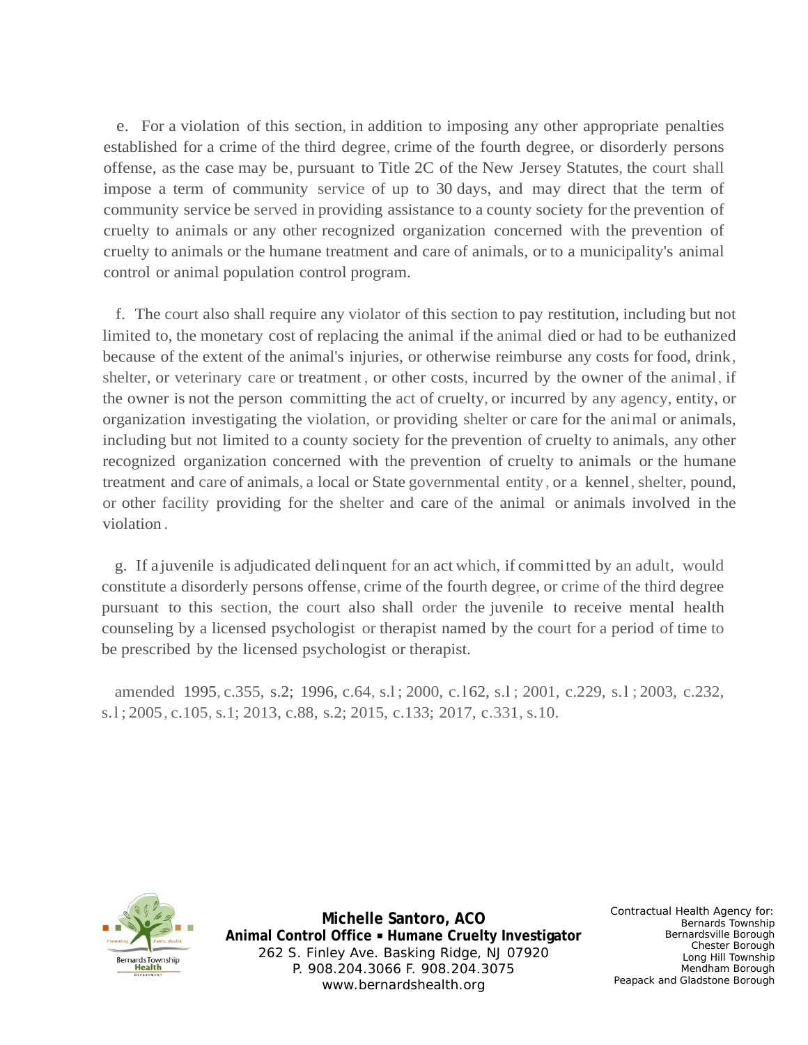e. For a violation of this section, in addition to imposing any other appropriate penalties established for a crime of the third degree, crime of the fourth degree, or disorderly persons offense, as the case may be, pursuant to Title 2C of the New Jersey Statutes, the court shall impose a term of community service of up to 30 days, and may direct that the term of community service be served in providing assistance to a county society for the prevention of cruelty to animals or any other recognized organization concerned with the prevention of cruelty to animals or the humane treatment and care of animals, or to a municipality's animal control or animal population control program.

f. The court also shall require any violator of this section to pay restitution, including but not limited to, the monetary cost of replacing the animal if the animal died or had to be euthanized because of the extent of the animal's injuries, or otherwise reimburse any costs for food, drink, shelter, or veterinary care or treatment, or other costs, incurred by the owner of the animal, if the owner is not the person committing the act of cruelty, or incurred by any agency, entity, or organization investigating the violation, or providing shelter or care for the animal or animals, including but not limited to a county society for the prevention of cruelty to animals, any other recognized organization concerned with the prevention of cruelty to animals or the humane treatment and care of animals, a local or State governmental entity, or a kennel, shelter, pound, or other facility providing for the shelter and care of the animal or animals involved in the violation.

g. If a juvenile is adjudicated delinquent for an act which, if committed by an adult, would constitute a disorderly persons offense, crime of the fourth degree, or crime of the third degree pursuant to this section, the court also shall order the juvenile to receive mental health counseling by a licensed psychologist or therapist named by the court for a period of time to be prescribed by the licensed psychologist or therapist.

amended 1995, c.355, s.2; 1996, c.64, s.1; 2000, c.162, s.1; 2001, c.229, s.1; 2003, c.232, s.1; 2005, c.105, s.1; 2013, c.88, s.2; 2015, c.133; 2017, c.331, s.10.

**Michelle Santoro, ACO**
**Animal Control Office ▪ Humane Cruelty Investigator**
262 S. Finley Ave. Basking Ridge, NJ 07920
P. 908.204.3066 F. 908.204.3075
www.bernardshealth.org

Contractual Health Agency for:
Bernards Township
Bernardsville Borough
Chester Borough
Long Hill Township
Mendham Borough
Peapack and Gladstone Borough